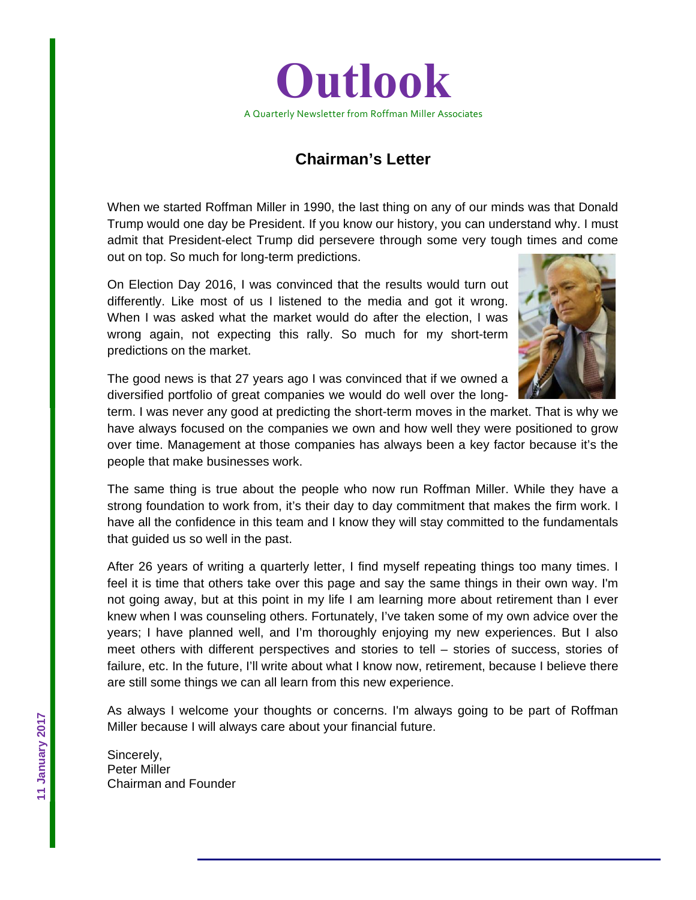# Outlook

A Quarterly Newsletter from Roffman Miller Associates

## Chairman's Letter

When we started Roffman Miller in 1990, the last thing on any of our minds was that Donald Trump would one day be President. If you know our history, you can understand why. I must admit that President-elect Trump did persevere through some very tough times and come out on top. So much for long-term predictions.

On Election Day 2016, I was convinced that the results would turn out differently. Like most of us I listened to the media and got it wrong. When I was asked what the market would do after the election, I was wrong again, not expecting this rally. So much for my short-term predictions on the market.

The good news is that 27 years ago I was convinced that if we owned a diversified portfolio of great companies we would do well over the long-term. I was never any good at predicting the short-term moves in the market. That is why we have always focused on the companies we own and how well they were positioned to grow over time. Management at those companies has always been a key factor because it's the people that make businesses work.

The same thing is true about the people who now run Roffman Miller. While they have a strong foundation to work from, it's their day to day commitment that makes the firm work. I have all the confidence in this team and I know they will stay committed to the fundamentals that guided us so well in the past.

After 26 years of writing a quarterly letter, I find myself repeating things too many times. I feel it is time that others take over this page and say the same things in their own way. I'm not going away, but at this point in my life I am learning more about retirement than I ever knew when I was counseling others. Fortunately, I've taken some of my own advice over the years; I have planned well, and I'm thoroughly enjoying my new experiences. But I also meet others with different perspectives and stories to tell – stories of success, stories of failure, etc. In the future, I'll write about what I know now, retirement, because I believe there are still some things we can all learn from this new experience.

As always I welcome your thoughts or concerns. I'm always going to be part of Roffman Miller because I will always care about your financial future.

Sincerely,
Peter Miller
Chairman and Founder

11 January 2017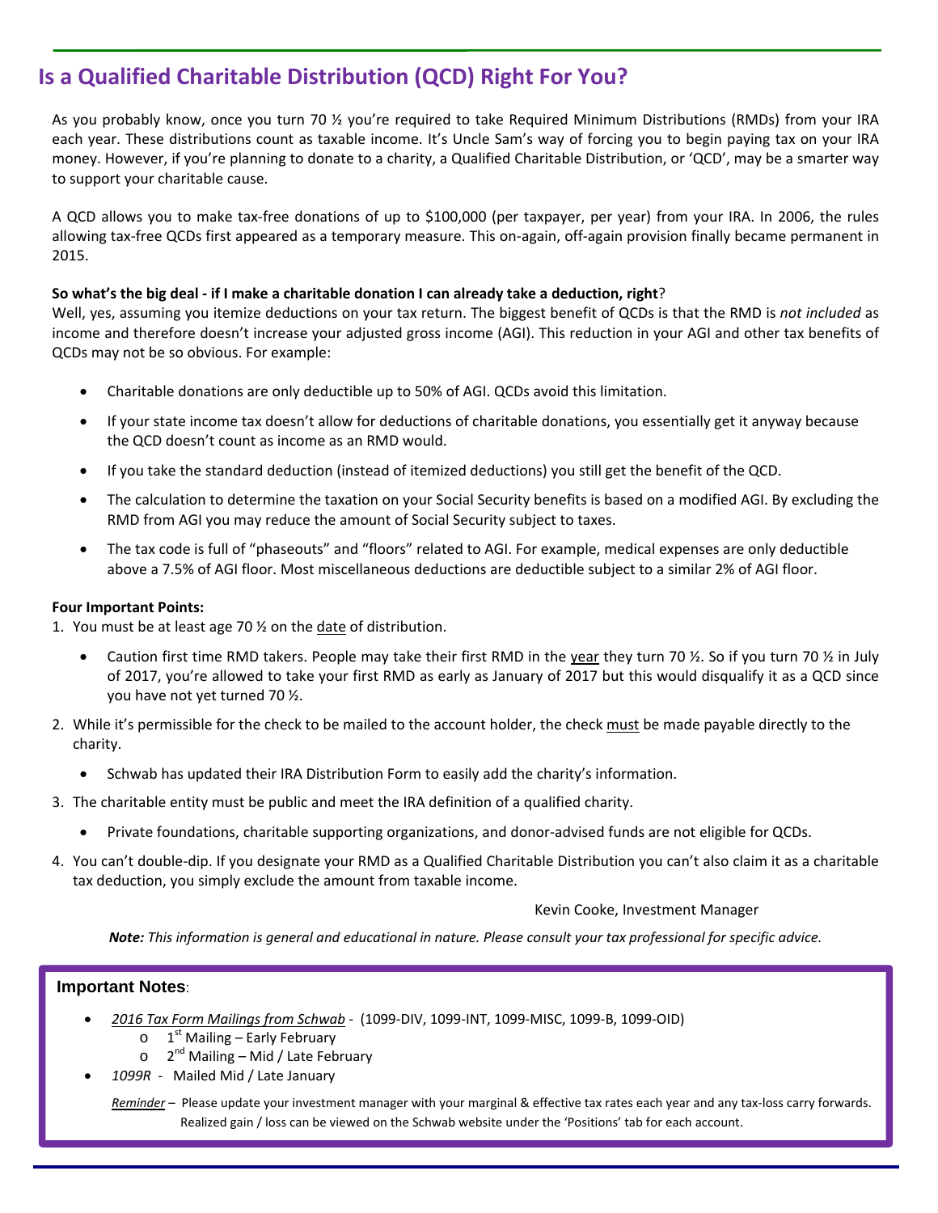# Is a Qualified Charitable Distribution (QCD) Right For You?

As you probably know, once you turn 70 ½ you're required to take Required Minimum Distributions (RMDs) from your IRA each year. These distributions count as taxable income. It's Uncle Sam's way of forcing you to begin paying tax on your IRA money. However, if you're planning to donate to a charity, a Qualified Charitable Distribution, or 'QCD', may be a smarter way to support your charitable cause.

A QCD allows you to make tax-free donations of up to $100,000 (per taxpayer, per year) from your IRA. In 2006, the rules allowing tax-free QCDs first appeared as a temporary measure. This on-again, off-again provision finally became permanent in 2015.

**So what's the big deal - if I make a charitable donation I can already take a deduction, right**?
Well, yes, assuming you itemize deductions on your tax return. The biggest benefit of QCDs is that the RMD is *not included* as income and therefore doesn't increase your adjusted gross income (AGI). This reduction in your AGI and other tax benefits of QCDs may not be so obvious. For example:

- Charitable donations are only deductible up to 50% of AGI. QCDs avoid this limitation.
- If your state income tax doesn't allow for deductions of charitable donations, you essentially get it anyway because the QCD doesn't count as income as an RMD would.
- If you take the standard deduction (instead of itemized deductions) you still get the benefit of the QCD.
- The calculation to determine the taxation on your Social Security benefits is based on a modified AGI. By excluding the RMD from AGI you may reduce the amount of Social Security subject to taxes.
- The tax code is full of "phaseouts" and "floors" related to AGI. For example, medical expenses are only deductible above a 7.5% of AGI floor. Most miscellaneous deductions are deductible subject to a similar 2% of AGI floor.

**Four Important Points:**

1. You must be at least age 70 ½ on the <u>date</u> of distribution.
   - Caution first time RMD takers. People may take their first RMD in the <u>year</u> they turn 70 ½. So if you turn 70 ½ in July of 2017, you're allowed to take your first RMD as early as January of 2017 but this would disqualify it as a QCD since you have not yet turned 70 ½.
2. While it's permissible for the check to be mailed to the account holder, the check <u>must</u> be made payable directly to the charity.
   - Schwab has updated their IRA Distribution Form to easily add the charity's information.
3. The charitable entity must be public and meet the IRA definition of a qualified charity.
   - Private foundations, charitable supporting organizations, and donor-advised funds are not eligible for QCDs.
4. You can't double-dip. If you designate your RMD as a Qualified Charitable Distribution you can't also claim it as a charitable tax deduction, you simply exclude the amount from taxable income.

Kevin Cooke, Investment Manager

***Note:*** *This information is general and educational in nature. Please consult your tax professional for specific advice.*

---

**Important Notes**:

- *<u>2016 Tax Form Mailings from Schwab</u>* - (1099-DIV, 1099-INT, 1099-MISC, 1099-B, 1099-OID)
  - 1st Mailing – Early February
  - 2nd Mailing – Mid / Late February
- *1099R* - Mailed Mid / Late January

*<u>Reminder</u>* – Please update your investment manager with your marginal & effective tax rates each year and any tax-loss carry forwards. Realized gain / loss can be viewed on the Schwab website under the 'Positions' tab for each account.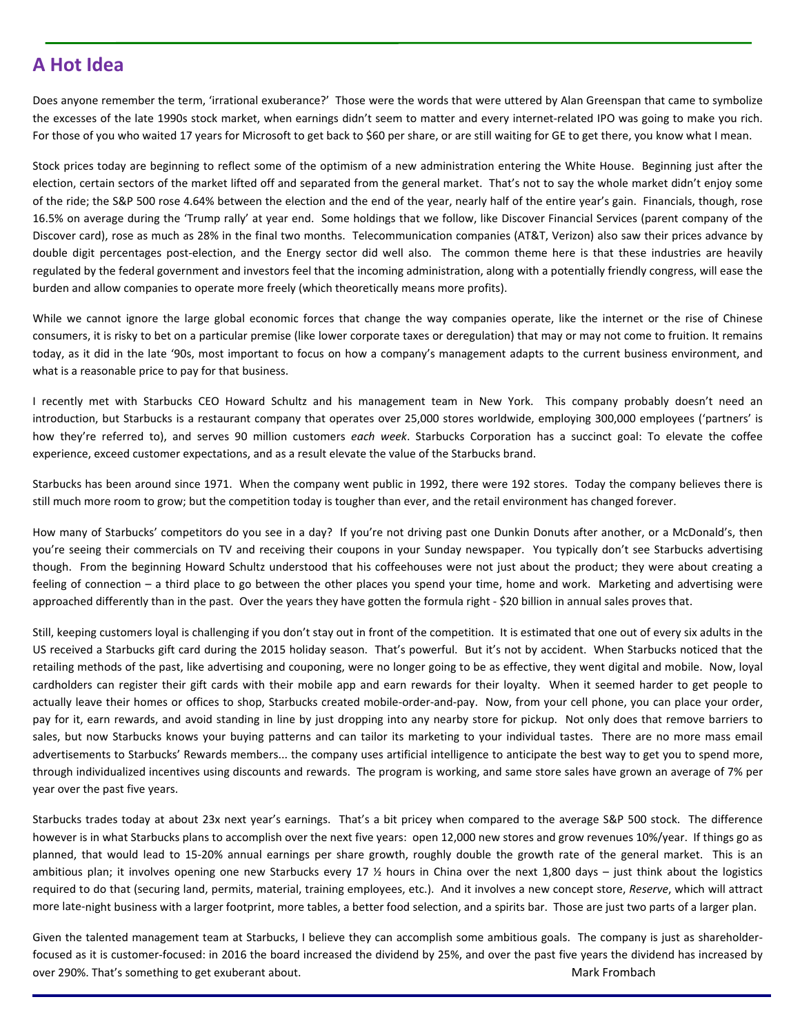## A Hot Idea

Does anyone remember the term, 'irrational exuberance?' Those were the words that were uttered by Alan Greenspan that came to symbolize the excesses of the late 1990s stock market, when earnings didn't seem to matter and every internet-related IPO was going to make you rich. For those of you who waited 17 years for Microsoft to get back to $60 per share, or are still waiting for GE to get there, you know what I mean.

Stock prices today are beginning to reflect some of the optimism of a new administration entering the White House. Beginning just after the election, certain sectors of the market lifted off and separated from the general market. That's not to say the whole market didn't enjoy some of the ride; the S&P 500 rose 4.64% between the election and the end of the year, nearly half of the entire year's gain. Financials, though, rose 16.5% on average during the 'Trump rally' at year end. Some holdings that we follow, like Discover Financial Services (parent company of the Discover card), rose as much as 28% in the final two months. Telecommunication companies (AT&T, Verizon) also saw their prices advance by double digit percentages post-election, and the Energy sector did well also. The common theme here is that these industries are heavily regulated by the federal government and investors feel that the incoming administration, along with a potentially friendly congress, will ease the burden and allow companies to operate more freely (which theoretically means more profits).

While we cannot ignore the large global economic forces that change the way companies operate, like the internet or the rise of Chinese consumers, it is risky to bet on a particular premise (like lower corporate taxes or deregulation) that may or may not come to fruition. It remains today, as it did in the late '90s, most important to focus on how a company's management adapts to the current business environment, and what is a reasonable price to pay for that business.

I recently met with Starbucks CEO Howard Schultz and his management team in New York. This company probably doesn't need an introduction, but Starbucks is a restaurant company that operates over 25,000 stores worldwide, employing 300,000 employees ('partners' is how they're referred to), and serves 90 million customers *each week*. Starbucks Corporation has a succinct goal: To elevate the coffee experience, exceed customer expectations, and as a result elevate the value of the Starbucks brand.

Starbucks has been around since 1971. When the company went public in 1992, there were 192 stores. Today the company believes there is still much more room to grow; but the competition today is tougher than ever, and the retail environment has changed forever.

How many of Starbucks' competitors do you see in a day? If you're not driving past one Dunkin Donuts after another, or a McDonald's, then you're seeing their commercials on TV and receiving their coupons in your Sunday newspaper. You typically don't see Starbucks advertising though. From the beginning Howard Schultz understood that his coffeehouses were not just about the product; they were about creating a feeling of connection – a third place to go between the other places you spend your time, home and work. Marketing and advertising were approached differently than in the past. Over the years they have gotten the formula right - $20 billion in annual sales proves that.

Still, keeping customers loyal is challenging if you don't stay out in front of the competition. It is estimated that one out of every six adults in the US received a Starbucks gift card during the 2015 holiday season. That's powerful. But it's not by accident. When Starbucks noticed that the retailing methods of the past, like advertising and couponing, were no longer going to be as effective, they went digital and mobile. Now, loyal cardholders can register their gift cards with their mobile app and earn rewards for their loyalty. When it seemed harder to get people to actually leave their homes or offices to shop, Starbucks created mobile-order-and-pay. Now, from your cell phone, you can place your order, pay for it, earn rewards, and avoid standing in line by just dropping into any nearby store for pickup. Not only does that remove barriers to sales, but now Starbucks knows your buying patterns and can tailor its marketing to your individual tastes. There are no more mass email advertisements to Starbucks' Rewards members... the company uses artificial intelligence to anticipate the best way to get you to spend more, through individualized incentives using discounts and rewards. The program is working, and same store sales have grown an average of 7% per year over the past five years.

Starbucks trades today at about 23x next year's earnings. That's a bit pricey when compared to the average S&P 500 stock. The difference however is in what Starbucks plans to accomplish over the next five years: open 12,000 new stores and grow revenues 10%/year. If things go as planned, that would lead to 15-20% annual earnings per share growth, roughly double the growth rate of the general market. This is an ambitious plan; it involves opening one new Starbucks every 17 ½ hours in China over the next 1,800 days – just think about the logistics required to do that (securing land, permits, material, training employees, etc.). And it involves a new concept store, *Reserve*, which will attract more late-night business with a larger footprint, more tables, a better food selection, and a spirits bar. Those are just two parts of a larger plan.

Given the talented management team at Starbucks, I believe they can accomplish some ambitious goals. The company is just as shareholder-focused as it is customer-focused: in 2016 the board increased the dividend by 25%, and over the past five years the dividend has increased by over 290%. That's something to get exuberant about.

Mark Frombach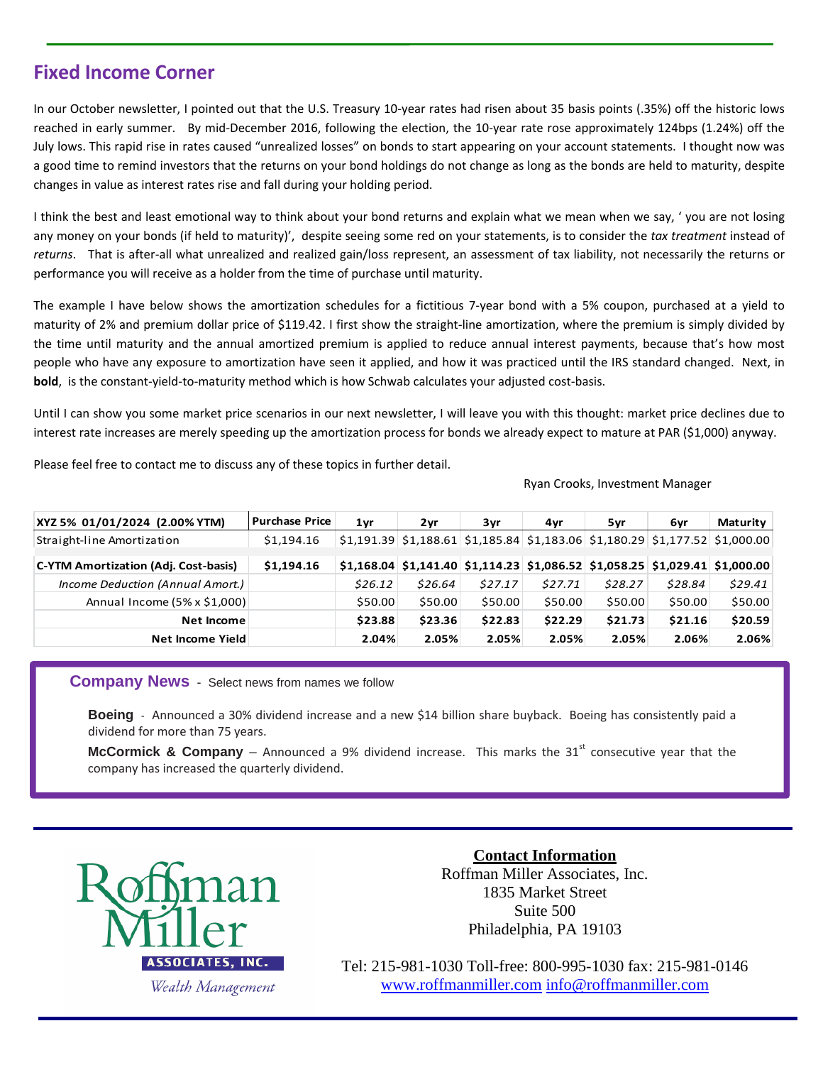## Fixed Income Corner

In our October newsletter, I pointed out that the U.S. Treasury 10-year rates had risen about 35 basis points (.35%) off the historic lows reached in early summer. By mid-December 2016, following the election, the 10-year rate rose approximately 124bps (1.24%) off the July lows. This rapid rise in rates caused "unrealized losses" on bonds to start appearing on your account statements. I thought now was a good time to remind investors that the returns on your bond holdings do not change as long as the bonds are held to maturity, despite changes in value as interest rates rise and fall during your holding period.

I think the best and least emotional way to think about your bond returns and explain what we mean when we say, ' you are not losing any money on your bonds (if held to maturity)', despite seeing some red on your statements, is to consider the *tax treatment* instead of *returns*. That is after-all what unrealized and realized gain/loss represent, an assessment of tax liability, not necessarily the returns or performance you will receive as a holder from the time of purchase until maturity.

The example I have below shows the amortization schedules for a fictitious 7-year bond with a 5% coupon, purchased at a yield to maturity of 2% and premium dollar price of $119.42. I first show the straight-line amortization, where the premium is simply divided by the time until maturity and the annual amortized premium is applied to reduce annual interest payments, because that's how most people who have any exposure to amortization have seen it applied, and how it was practiced until the IRS standard changed. Next, in **bold**, is the constant-yield-to-maturity method which is how Schwab calculates your adjusted cost-basis.

Until I can show you some market price scenarios in our next newsletter, I will leave you with this thought: market price declines due to interest rate increases are merely speeding up the amortization process for bonds we already expect to mature at PAR ($1,000) anyway.

Please feel free to contact me to discuss any of these topics in further detail.

Ryan Crooks, Investment Manager

| XYZ 5% 01/01/2024 (2.00% YTM) | Purchase Price | 1yr | 2yr | 3yr | 4yr | 5yr | 6yr | Maturity |
|---|---|---|---|---|---|---|---|---|
| Straight-line Amortization | $1,194.16 | $1,191.39 | $1,188.61 | $1,185.84 | $1,183.06 | $1,180.29 | $1,177.52 | $1,000.00 |
| **C-YTM Amortization (Adj. Cost-basis)** | **$1,194.16** | **$1,168.04** | **$1,141.40** | **$1,114.23** | **$1,086.52** | **$1,058.25** | **$1,029.41** | **$1,000.00** |
| *Income Deduction (Annual Amort.)* | | *$26.12* | *$26.64* | *$27.17* | *$27.71* | *$28.27* | *$28.84* | *$29.41* |
| Annual Income (5% x $1,000) | | $50.00 | $50.00 | $50.00 | $50.00 | $50.00 | $50.00 | $50.00 |
| **Net Income** | | **$23.88** | **$23.36** | **$22.83** | **$22.29** | **$21.73** | **$21.16** | **$20.59** |
| **Net Income Yield** | | **2.04%** | **2.05%** | **2.05%** | **2.05%** | **2.05%** | **2.06%** | **2.06%** |

### Company News - Select news from names we follow

**Boeing** - Announced a 30% dividend increase and a new $14 billion share buyback. Boeing has consistently paid a dividend for more than 75 years.

**McCormick & Company** – Announced a 9% dividend increase. This marks the 31st consecutive year that the company has increased the quarterly dividend.

Roffman Miller ASSOCIATES, INC. Wealth Management

**Contact Information**

Roffman Miller Associates, Inc.
1835 Market Street
Suite 500
Philadelphia, PA 19103

Tel: 215-981-1030 Toll-free: 800-995-1030 fax: 215-981-0146
www.roffmanmiller.com info@roffmanmiller.com